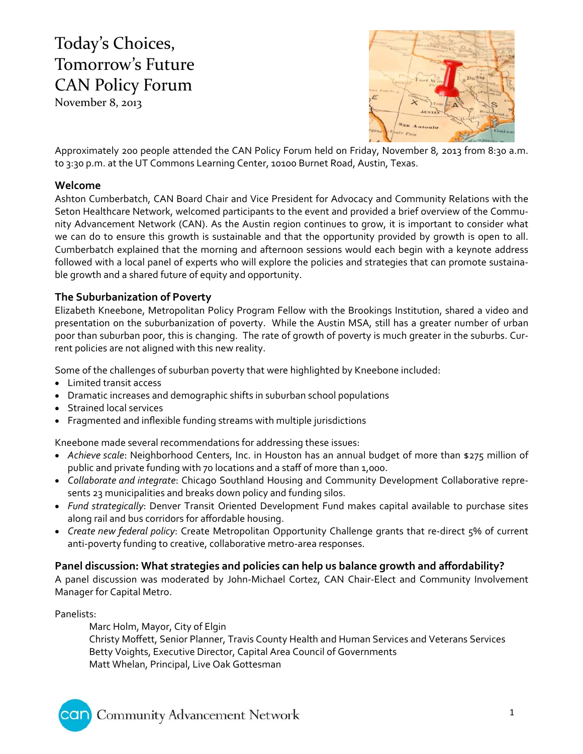# Today's Choices, Tomorrow's Future CAN Policy Forum

November 8, 2013

Approximately 200 people attended the CAN Policy Forum held on Friday, November 8, 2013 from 8:30 a.m. to 3:30 p.m. at the UT Commons Learning Center, 10100 Burnet Road, Austin, Texas.

## Welcome

Ashton Cumberbatch, CAN Board Chair and Vice President for Advocacy and Community Relations with the Seton Healthcare Network, welcomed participants to the event and provided a brief overview of the Community Advancement Network (CAN). As the Austin region continues to grow, it is important to consider what we can do to ensure this growth is sustainable and that the opportunity provided by growth is open to all. Cumberbatch explained that the morning and afternoon sessions would each begin with a keynote address followed with a local panel of experts who will explore the policies and strategies that can promote sustainable growth and a shared future of equity and opportunity.

## The Suburbanization of Poverty

Elizabeth Kneebone, Metropolitan Policy Program Fellow with the Brookings Institution, shared a video and presentation on the suburbanization of poverty. While the Austin MSA, still has a greater number of urban poor than suburban poor, this is changing. The rate of growth of poverty is much greater in the suburbs. Current policies are not aligned with this new reality.

Some of the challenges of suburban poverty that were highlighted by Kneebone included:

- Limited transit access
- Dramatic increases and demographic shifts in suburban school populations
- Strained local services
- Fragmented and inflexible funding streams with multiple jurisdictions

Kneebone made several recommendations for addressing these issues:

- *Achieve scale*: Neighborhood Centers, Inc. in Houston has an annual budget of more than $275 million of public and private funding with 70 locations and a staff of more than 1,000.
- *Collaborate and integrate*: Chicago Southland Housing and Community Development Collaborative represents 23 municipalities and breaks down policy and funding silos.
- *Fund strategically*: Denver Transit Oriented Development Fund makes capital available to purchase sites along rail and bus corridors for affordable housing.
- *Create new federal policy*: Create Metropolitan Opportunity Challenge grants that re-direct 5% of current anti-poverty funding to creative, collaborative metro-area responses.

## Panel discussion: What strategies and policies can help us balance growth and affordability?

A panel discussion was moderated by John-Michael Cortez, CAN Chair-Elect and Community Involvement Manager for Capital Metro.

Panelists:

Marc Holm, Mayor, City of Elgin
Christy Moffett, Senior Planner, Travis County Health and Human Services and Veterans Services
Betty Voights, Executive Director, Capital Area Council of Governments
Matt Whelan, Principal, Live Oak Gottesman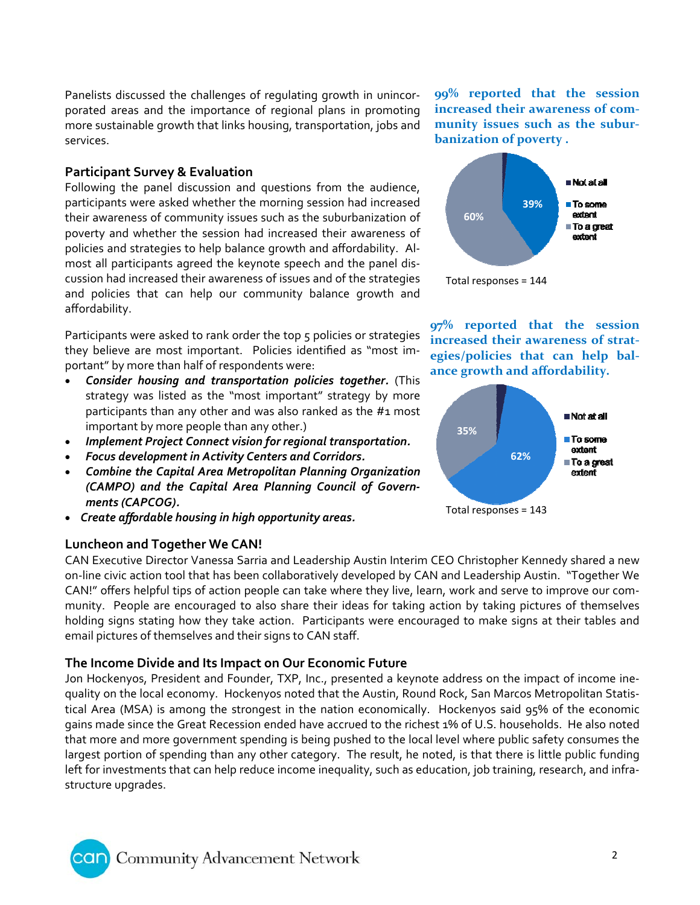Panelists discussed the challenges of regulating growth in unincorporated areas and the importance of regional plans in promoting more sustainable growth that links housing, transportation, jobs and services.

### Participant Survey & Evaluation

Following the panel discussion and questions from the audience, participants were asked whether the morning session had increased their awareness of community issues such as the suburbanization of poverty and whether the session had increased their awareness of policies and strategies to help balance growth and affordability. Almost all participants agreed the keynote speech and the panel discussion had increased their awareness of issues and of the strategies and policies that can help our community balance growth and affordability.

**99% reported that the session increased their awareness of community issues such as the suburbanization of poverty .**

- Not at all
- To some extent: 39%
- To a great extent: 60%

Total responses = 144

**97% reported that the session increased their awareness of strategies/policies that can help balance growth and affordability.**

- Not at all
- To some extent: 62%
- To a great extent: 35%

Total responses = 143

Participants were asked to rank order the top 5 policies or strategies they believe are most important. Policies identified as "most important" by more than half of respondents were:

- ***Consider housing and transportation policies together.*** (This strategy was listed as the "most important" strategy by more participants than any other and was also ranked as the #1 most important by more people than any other.)
- ***Implement Project Connect vision for regional transportation.***
- ***Focus development in Activity Centers and Corridors.***
- ***Combine the Capital Area Metropolitan Planning Organization (CAMPO) and the Capital Area Planning Council of Governments (CAPCOG).***
- ***Create affordable housing in high opportunity areas.***

### Luncheon and Together We CAN!

CAN Executive Director Vanessa Sarria and Leadership Austin Interim CEO Christopher Kennedy shared a new on-line civic action tool that has been collaboratively developed by CAN and Leadership Austin. "Together We CAN!" offers helpful tips of action people can take where they live, learn, work and serve to improve our community. People are encouraged to also share their ideas for taking action by taking pictures of themselves holding signs stating how they take action. Participants were encouraged to make signs at their tables and email pictures of themselves and their signs to CAN staff.

### The Income Divide and Its Impact on Our Economic Future

Jon Hockenyos, President and Founder, TXP, Inc., presented a keynote address on the impact of income inequality on the local economy. Hockenyos noted that the Austin, Round Rock, San Marcos Metropolitan Statistical Area (MSA) is among the strongest in the nation economically. Hockenyos said 95% of the economic gains made since the Great Recession ended have accrued to the richest 1% of U.S. households. He also noted that more and more government spending is being pushed to the local level where public safety consumes the largest portion of spending than any other category. The result, he noted, is that there is little public funding left for investments that can help reduce income inequality, such as education, job training, research, and infrastructure upgrades.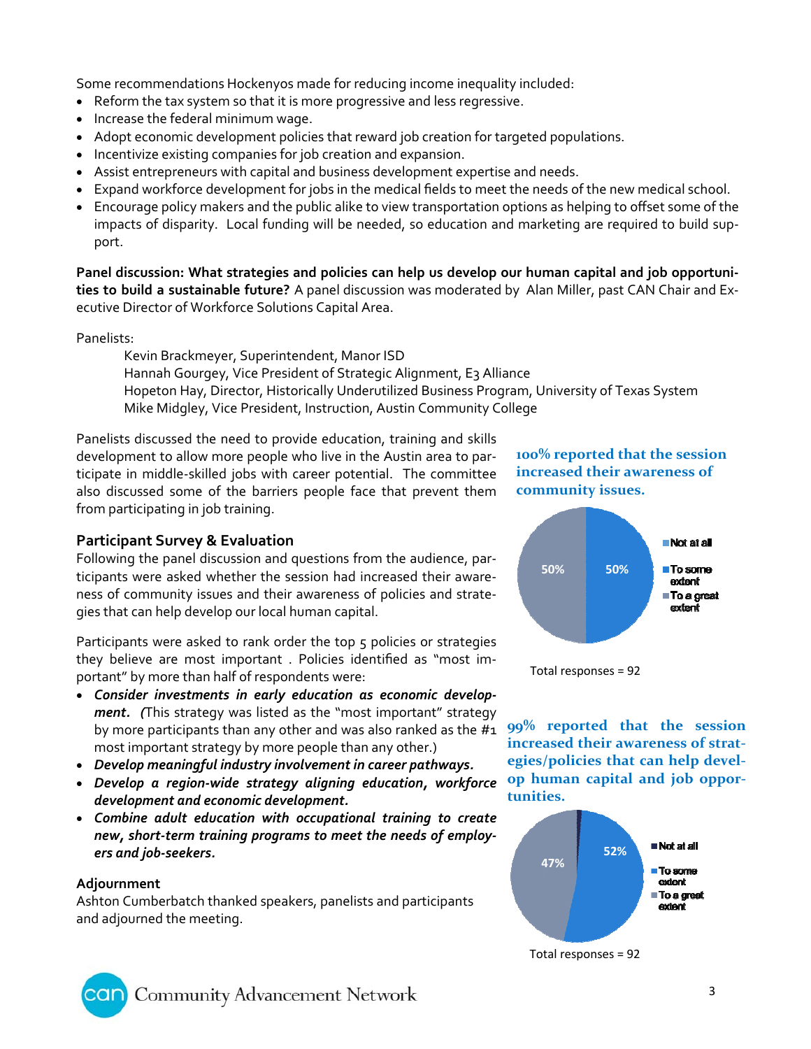Some recommendations Hockenyos made for reducing income inequality included:

- Reform the tax system so that it is more progressive and less regressive.
- Increase the federal minimum wage.
- Adopt economic development policies that reward job creation for targeted populations.
- Incentivize existing companies for job creation and expansion.
- Assist entrepreneurs with capital and business development expertise and needs.
- Expand workforce development for jobs in the medical fields to meet the needs of the new medical school.
- Encourage policy makers and the public alike to view transportation options as helping to offset some of the impacts of disparity. Local funding will be needed, so education and marketing are required to build support.

**Panel discussion: What strategies and policies can help us develop our human capital and job opportunities to build a sustainable future?** A panel discussion was moderated by Alan Miller, past CAN Chair and Executive Director of Workforce Solutions Capital Area.

Panelists:

Kevin Brackmeyer, Superintendent, Manor ISD
Hannah Gourgey, Vice President of Strategic Alignment, E3 Alliance
Hopeton Hay, Director, Historically Underutilized Business Program, University of Texas System
Mike Midgley, Vice President, Instruction, Austin Community College

Panelists discussed the need to provide education, training and skills development to allow more people who live in the Austin area to participate in middle-skilled jobs with career potential. The committee also discussed some of the barriers people face that prevent them from participating in job training.

### Participant Survey & Evaluation

Following the panel discussion and questions from the audience, participants were asked whether the session had increased their awareness of community issues and their awareness of policies and strategies that can help develop our local human capital.

Participants were asked to rank order the top 5 policies or strategies they believe are most important . Policies identified as "most important" by more than half of respondents were:

- ***Consider investments in early education as economic development.*** *(*This strategy was listed as the "most important" strategy by more participants than any other and was also ranked as the #1 most important strategy by more people than any other.)
- ***Develop meaningful industry involvement in career pathways.***
- ***Develop a region-wide strategy aligning education, workforce development and economic development.***
- ***Combine adult education with occupational training to create new, short-term training programs to meet the needs of employers and job-seekers.***

**100% reported that the session increased their awareness of community issues.**

50%
50%
Not at all
To some extent
To a great extent

Total responses = 92

**99% reported that the session increased their awareness of strategies/policies that can help develop human capital and job opportunities.**

47%
52%
Not at all
To some extent
To a great extent

Total responses = 92

### Adjournment

Ashton Cumberbatch thanked speakers, panelists and participants and adjourned the meeting.